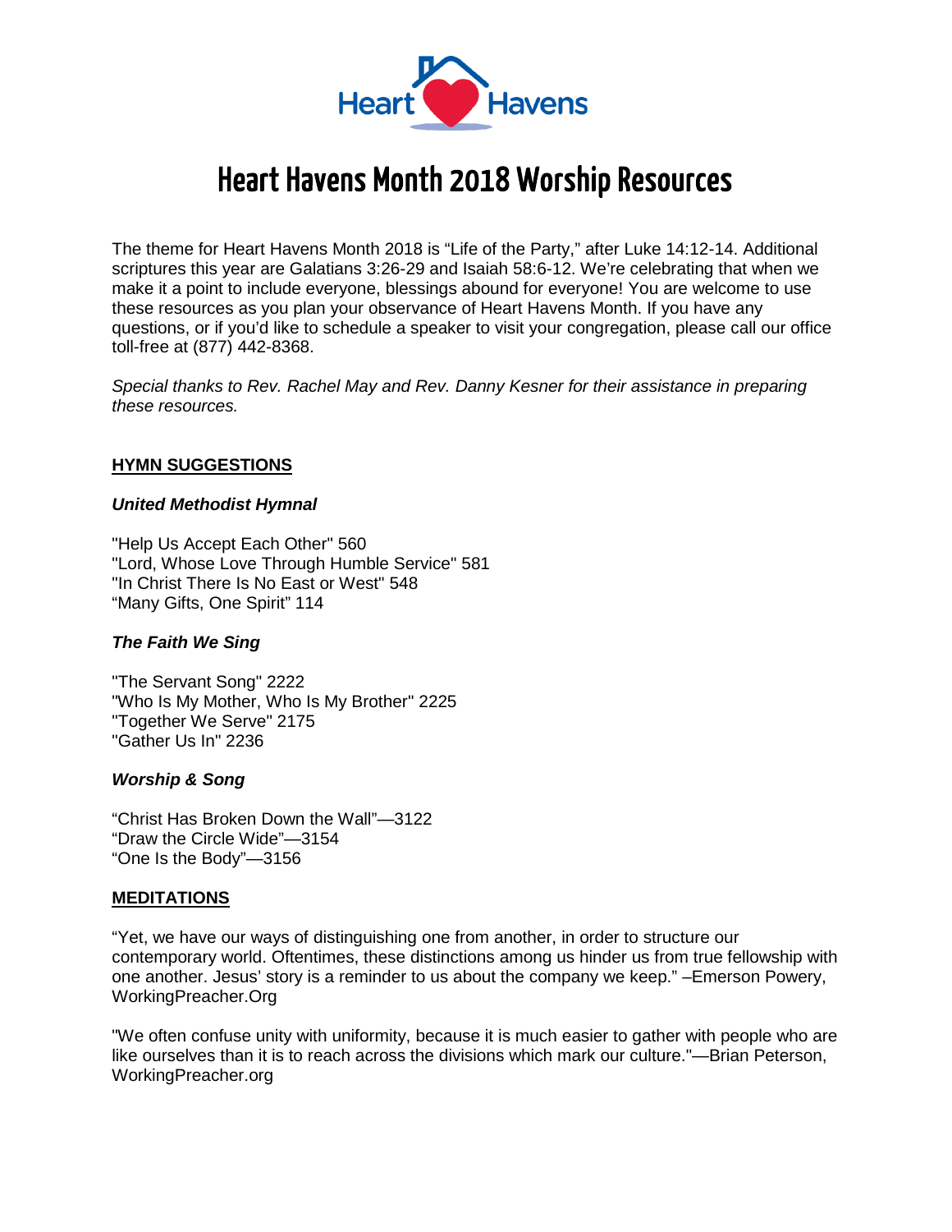Heart Havens

# Heart Havens Month 2018 Worship Resources

The theme for Heart Havens Month 2018 is "Life of the Party," after Luke 14:12-14. Additional scriptures this year are Galatians 3:26-29 and Isaiah 58:6-12. We're celebrating that when we make it a point to include everyone, blessings abound for everyone! You are welcome to use these resources as you plan your observance of Heart Havens Month. If you have any questions, or if you'd like to schedule a speaker to visit your congregation, please call our office toll-free at (877) 442-8368.

*Special thanks to Rev. Rachel May and Rev. Danny Kesner for their assistance in preparing these resources.*

## HYMN SUGGESTIONS

### *United Methodist Hymnal*

"Help Us Accept Each Other" 560
"Lord, Whose Love Through Humble Service" 581
"In Christ There Is No East or West" 548
"Many Gifts, One Spirit" 114

### *The Faith We Sing*

"The Servant Song" 2222
"Who Is My Mother, Who Is My Brother" 2225
"Together We Serve" 2175
"Gather Us In" 2236

### *Worship & Song*

"Christ Has Broken Down the Wall"—3122
"Draw the Circle Wide"—3154
"One Is the Body"—3156

## MEDITATIONS

"Yet, we have our ways of distinguishing one from another, in order to structure our contemporary world. Oftentimes, these distinctions among us hinder us from true fellowship with one another. Jesus' story is a reminder to us about the company we keep." –Emerson Powery, WorkingPreacher.Org

"We often confuse unity with uniformity, because it is much easier to gather with people who are like ourselves than it is to reach across the divisions which mark our culture."—Brian Peterson, WorkingPreacher.org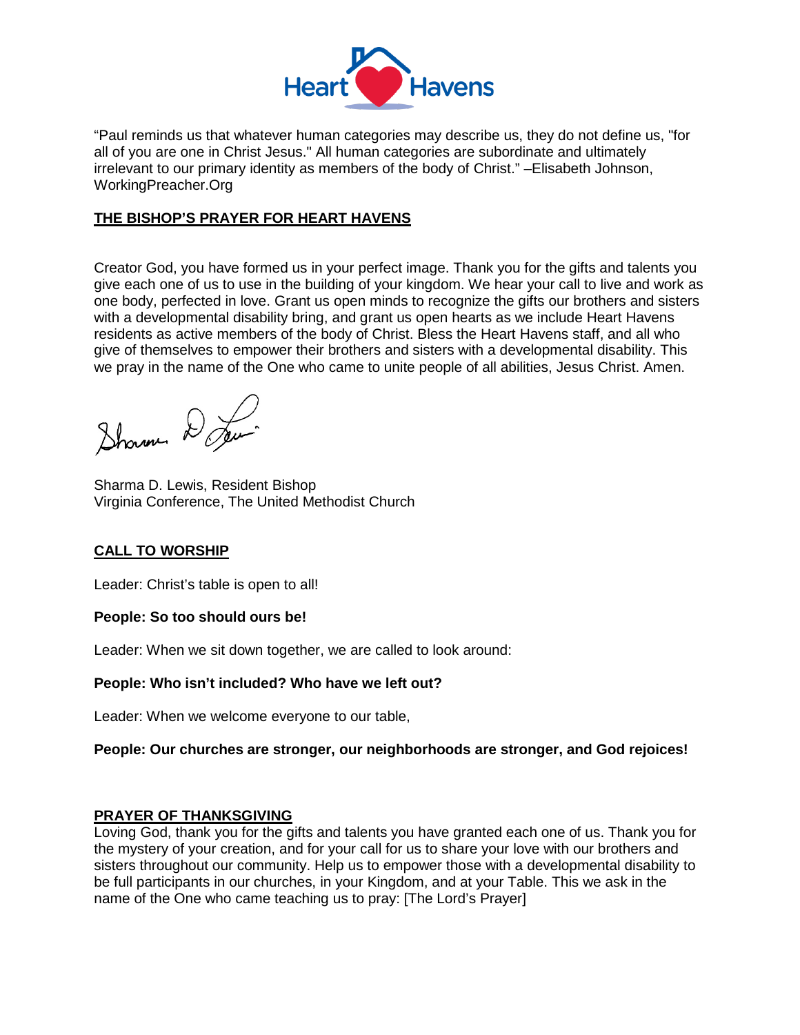"Paul reminds us that whatever human categories may describe us, they do not define us, "for all of you are one in Christ Jesus." All human categories are subordinate and ultimately irrelevant to our primary identity as members of the body of Christ." –Elisabeth Johnson, WorkingPreacher.Org

## THE BISHOP'S PRAYER FOR HEART HAVENS

Creator God, you have formed us in your perfect image. Thank you for the gifts and talents you give each one of us to use in the building of your kingdom. We hear your call to live and work as one body, perfected in love. Grant us open minds to recognize the gifts our brothers and sisters with a developmental disability bring, and grant us open hearts as we include Heart Havens residents as active members of the body of Christ. Bless the Heart Havens staff, and all who give of themselves to empower their brothers and sisters with a developmental disability. This we pray in the name of the One who came to unite people of all abilities, Jesus Christ. Amen.

Sharma D. Lewis, Resident Bishop
Virginia Conference, The United Methodist Church

## CALL TO WORSHIP

Leader: Christ's table is open to all!

**People: So too should ours be!**

Leader: When we sit down together, we are called to look around:

**People: Who isn't included? Who have we left out?**

Leader: When we welcome everyone to our table,

**People: Our churches are stronger, our neighborhoods are stronger, and God rejoices!**

## PRAYER OF THANKSGIVING

Loving God, thank you for the gifts and talents you have granted each one of us. Thank you for the mystery of your creation, and for your call for us to share your love with our brothers and sisters throughout our community. Help us to empower those with a developmental disability to be full participants in our churches, in your Kingdom, and at your Table. This we ask in the name of the One who came teaching us to pray: [The Lord's Prayer]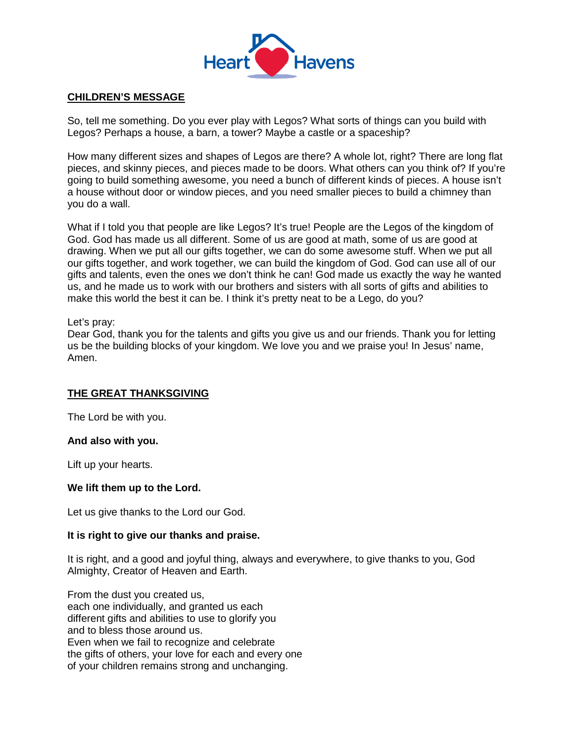**CHILDREN'S MESSAGE**

So, tell me something. Do you ever play with Legos? What sorts of things can you build with Legos? Perhaps a house, a barn, a tower? Maybe a castle or a spaceship?

How many different sizes and shapes of Legos are there? A whole lot, right? There are long flat pieces, and skinny pieces, and pieces made to be doors. What others can you think of? If you're going to build something awesome, you need a bunch of different kinds of pieces. A house isn't a house without door or window pieces, and you need smaller pieces to build a chimney than you do a wall.

What if I told you that people are like Legos? It's true! People are the Legos of the kingdom of God. God has made us all different. Some of us are good at math, some of us are good at drawing. When we put all our gifts together, we can do some awesome stuff. When we put all our gifts together, and work together, we can build the kingdom of God. God can use all of our gifts and talents, even the ones we don't think he can! God made us exactly the way he wanted us, and he made us to work with our brothers and sisters with all sorts of gifts and abilities to make this world the best it can be. I think it's pretty neat to be a Lego, do you?

Let's pray:
Dear God, thank you for the talents and gifts you give us and our friends. Thank you for letting us be the building blocks of your kingdom. We love you and we praise you! In Jesus' name, Amen.

**THE GREAT THANKSGIVING**

The Lord be with you.

**And also with you.**

Lift up your hearts.

**We lift them up to the Lord.**

Let us give thanks to the Lord our God.

**It is right to give our thanks and praise.**

It is right, and a good and joyful thing, always and everywhere, to give thanks to you, God Almighty, Creator of Heaven and Earth.

From the dust you created us,
each one individually, and granted us each
different gifts and abilities to use to glorify you
and to bless those around us.
Even when we fail to recognize and celebrate
the gifts of others, your love for each and every one
of your children remains strong and unchanging.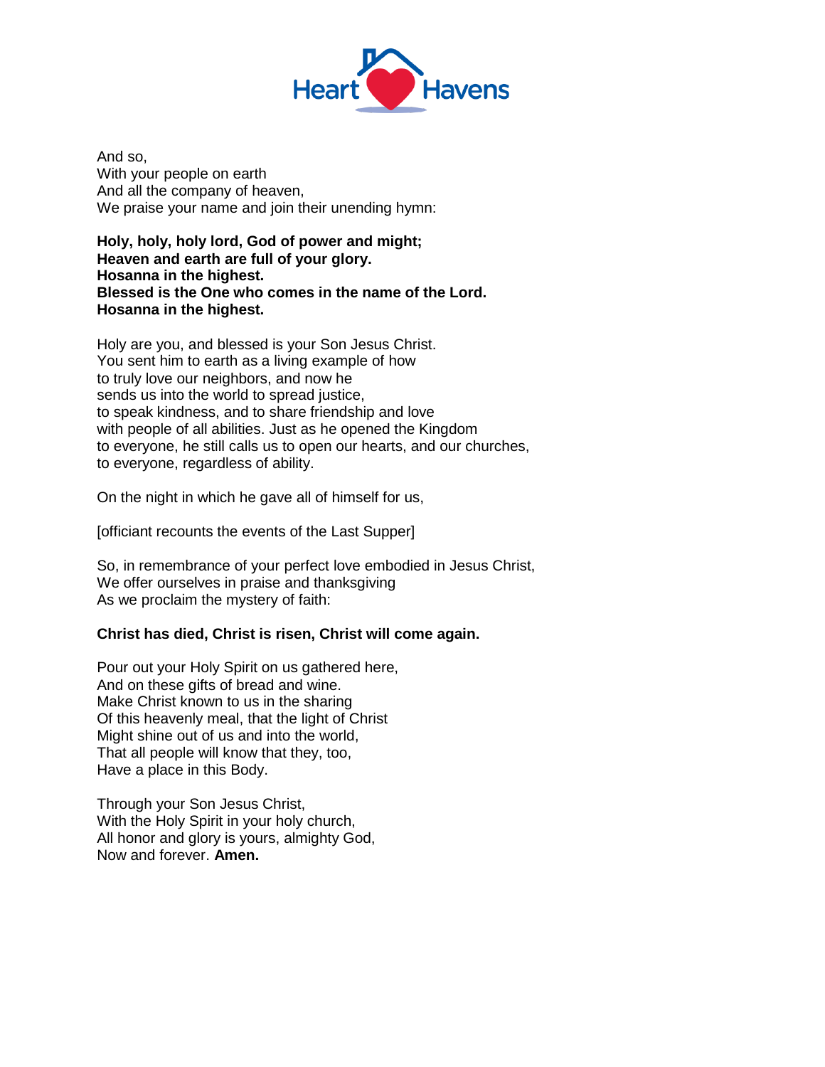And so,
With your people on earth
And all the company of heaven,
We praise your name and join their unending hymn:

**Holy, holy, holy lord, God of power and might;**
**Heaven and earth are full of your glory.**
**Hosanna in the highest.**
**Blessed is the One who comes in the name of the Lord.**
**Hosanna in the highest.**

Holy are you, and blessed is your Son Jesus Christ.
You sent him to earth as a living example of how
to truly love our neighbors, and now he
sends us into the world to spread justice,
to speak kindness, and to share friendship and love
with people of all abilities. Just as he opened the Kingdom
to everyone, he still calls us to open our hearts, and our churches,
to everyone, regardless of ability.

On the night in which he gave all of himself for us,

[officiant recounts the events of the Last Supper]

So, in remembrance of your perfect love embodied in Jesus Christ,
We offer ourselves in praise and thanksgiving
As we proclaim the mystery of faith:

**Christ has died, Christ is risen, Christ will come again.**

Pour out your Holy Spirit on us gathered here,
And on these gifts of bread and wine.
Make Christ known to us in the sharing
Of this heavenly meal, that the light of Christ
Might shine out of us and into the world,
That all people will know that they, too,
Have a place in this Body.

Through your Son Jesus Christ,
With the Holy Spirit in your holy church,
All honor and glory is yours, almighty God,
Now and forever. **Amen.**